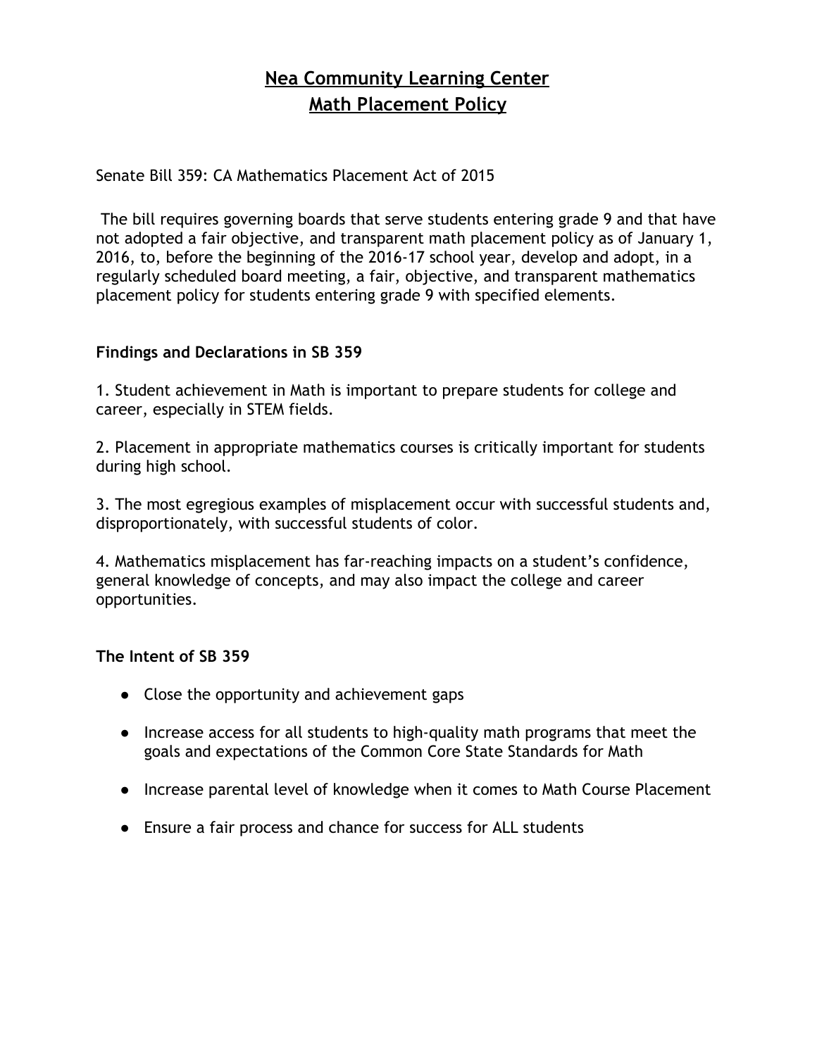# Nea Community Learning Center
# Math Placement Policy

Senate Bill 359: CA Mathematics Placement Act of 2015

The bill requires governing boards that serve students entering grade 9 and that have not adopted a fair objective, and transparent math placement policy as of January 1, 2016, to, before the beginning of the 2016-17 school year, develop and adopt, in a regularly scheduled board meeting, a fair, objective, and transparent mathematics placement policy for students entering grade 9 with specified elements.

**Findings and Declarations in SB 359**

1. Student achievement in Math is important to prepare students for college and career, especially in STEM fields.

2. Placement in appropriate mathematics courses is critically important for students during high school.

3. The most egregious examples of misplacement occur with successful students and, disproportionately, with successful students of color.

4. Mathematics misplacement has far-reaching impacts on a student's confidence, general knowledge of concepts, and may also impact the college and career opportunities.

**The Intent of SB 359**

- Close the opportunity and achievement gaps
- Increase access for all students to high-quality math programs that meet the goals and expectations of the Common Core State Standards for Math
- Increase parental level of knowledge when it comes to Math Course Placement
- Ensure a fair process and chance for success for ALL students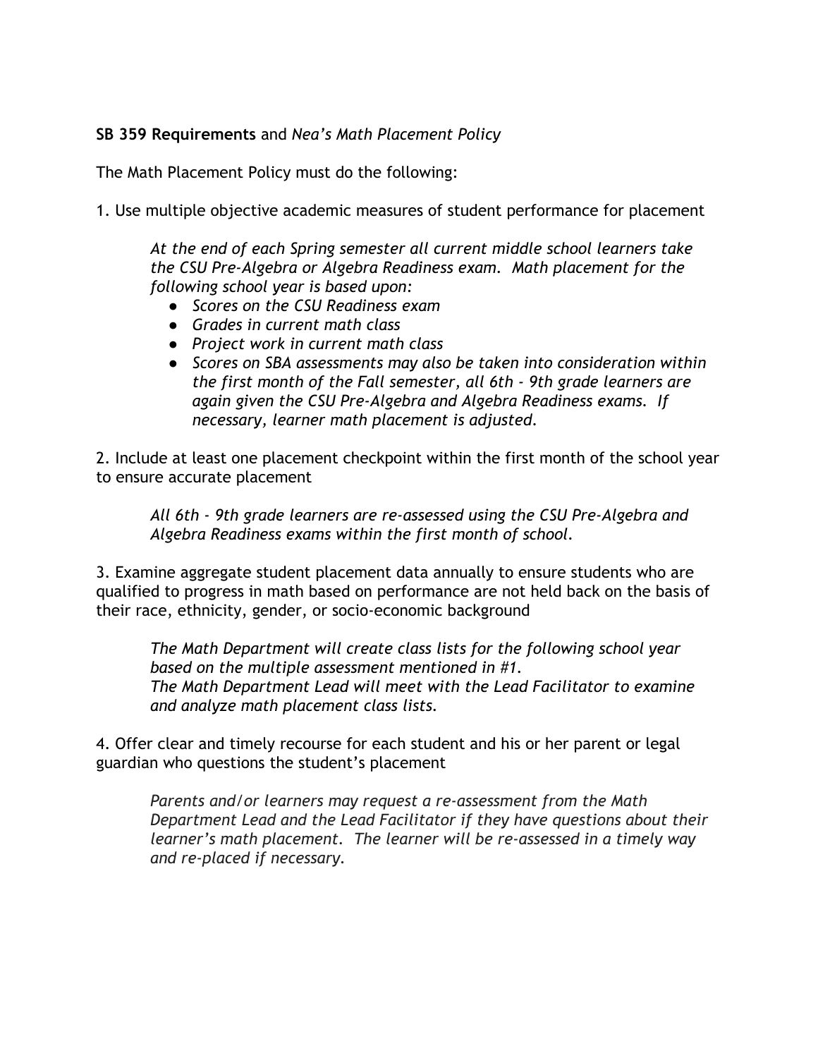**SB 359 Requirements** and *Nea's Math Placement Policy*

The Math Placement Policy must do the following:

1. Use multiple objective academic measures of student performance for placement

   *At the end of each Spring semester all current middle school learners take the CSU Pre-Algebra or Algebra Readiness exam. Math placement for the following school year is based upon:*

   - *Scores on the CSU Readiness exam*
   - *Grades in current math class*
   - *Project work in current math class*
   - *Scores on SBA assessments may also be taken into consideration within the first month of the Fall semester, all 6th - 9th grade learners are again given the CSU Pre-Algebra and Algebra Readiness exams. If necessary, learner math placement is adjusted.*

2. Include at least one placement checkpoint within the first month of the school year to ensure accurate placement

   *All 6th - 9th grade learners are re-assessed using the CSU Pre-Algebra and Algebra Readiness exams within the first month of school.*

3. Examine aggregate student placement data annually to ensure students who are qualified to progress in math based on performance are not held back on the basis of their race, ethnicity, gender, or socio-economic background

   *The Math Department will create class lists for the following school year based on the multiple assessment mentioned in #1.*
   *The Math Department Lead will meet with the Lead Facilitator to examine and analyze math placement class lists.*

4. Offer clear and timely recourse for each student and his or her parent or legal guardian who questions the student's placement

   *Parents and/or learners may request a re-assessment from the Math Department Lead and the Lead Facilitator if they have questions about their learner's math placement. The learner will be re-assessed in a timely way and re-placed if necessary.*